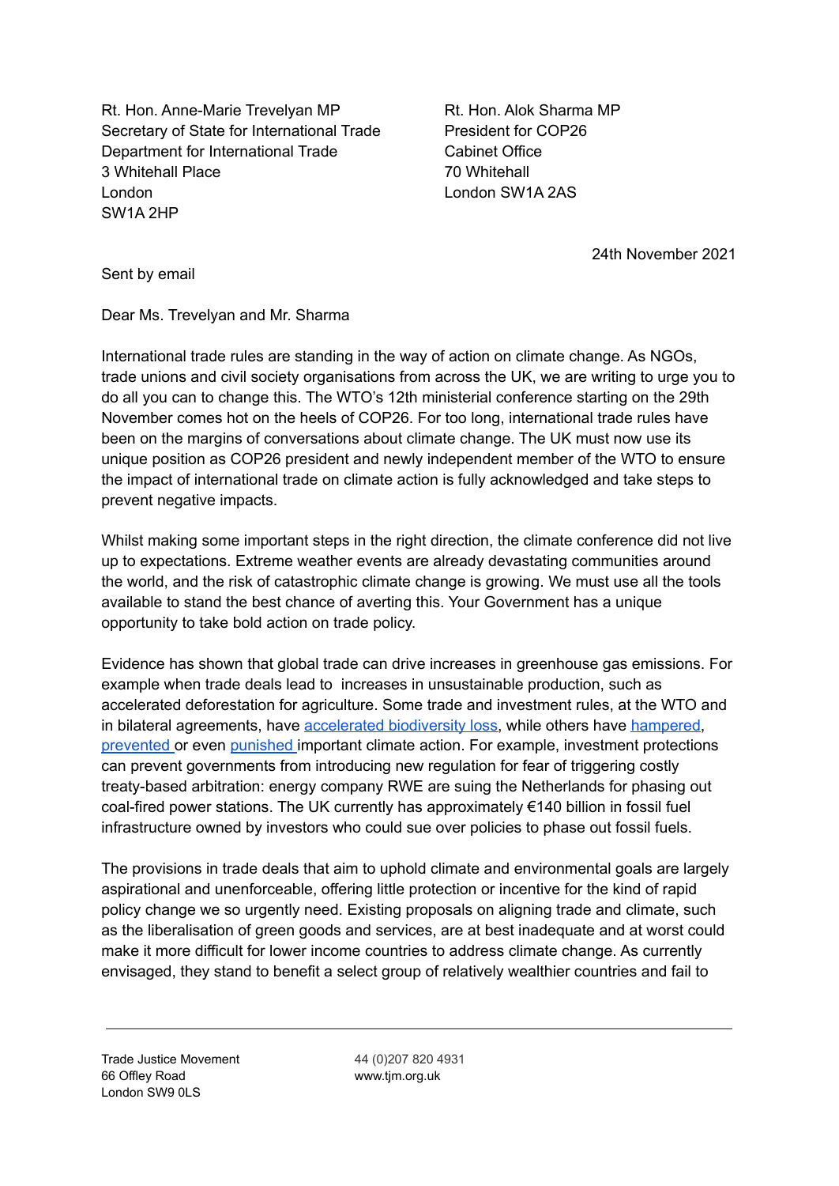Rt. Hon. Anne-Marie Trevelyan MP
Secretary of State for International Trade
Department for International Trade
3 Whitehall Place
London
SW1A 2HP

Rt. Hon. Alok Sharma MP
President for COP26
Cabinet Office
70 Whitehall
London SW1A 2AS

24th November 2021

Sent by email

Dear Ms. Trevelyan and Mr. Sharma

International trade rules are standing in the way of action on climate change. As NGOs, trade unions and civil society organisations from across the UK, we are writing to urge you to do all you can to change this. The WTO's 12th ministerial conference starting on the 29th November comes hot on the heels of COP26. For too long, international trade rules have been on the margins of conversations about climate change. The UK must now use its unique position as COP26 president and newly independent member of the WTO to ensure the impact of international trade on climate action is fully acknowledged and take steps to prevent negative impacts.

Whilst making some important steps in the right direction, the climate conference did not live up to expectations. Extreme weather events are already devastating communities around the world, and the risk of catastrophic climate change is growing. We must use all the tools available to stand the best chance of averting this. Your Government has a unique opportunity to take bold action on trade policy.

Evidence has shown that global trade can drive increases in greenhouse gas emissions. For example when trade deals lead to increases in unsustainable production, such as accelerated deforestation for agriculture. Some trade and investment rules, at the WTO and in bilateral agreements, have accelerated biodiversity loss, while others have hampered, prevented or even punished important climate action. For example, investment protections can prevent governments from introducing new regulation for fear of triggering costly treaty-based arbitration: energy company RWE are suing the Netherlands for phasing out coal-fired power stations. The UK currently has approximately €140 billion in fossil fuel infrastructure owned by investors who could sue over policies to phase out fossil fuels.

The provisions in trade deals that aim to uphold climate and environmental goals are largely aspirational and unenforceable, offering little protection or incentive for the kind of rapid policy change we so urgently need. Existing proposals on aligning trade and climate, such as the liberalisation of green goods and services, are at best inadequate and at worst could make it more difficult for lower income countries to address climate change. As currently envisaged, they stand to benefit a select group of relatively wealthier countries and fail to

Trade Justice Movement
66 Offley Road
London SW9 0LS

44 (0)207 820 4931
www.tjm.org.uk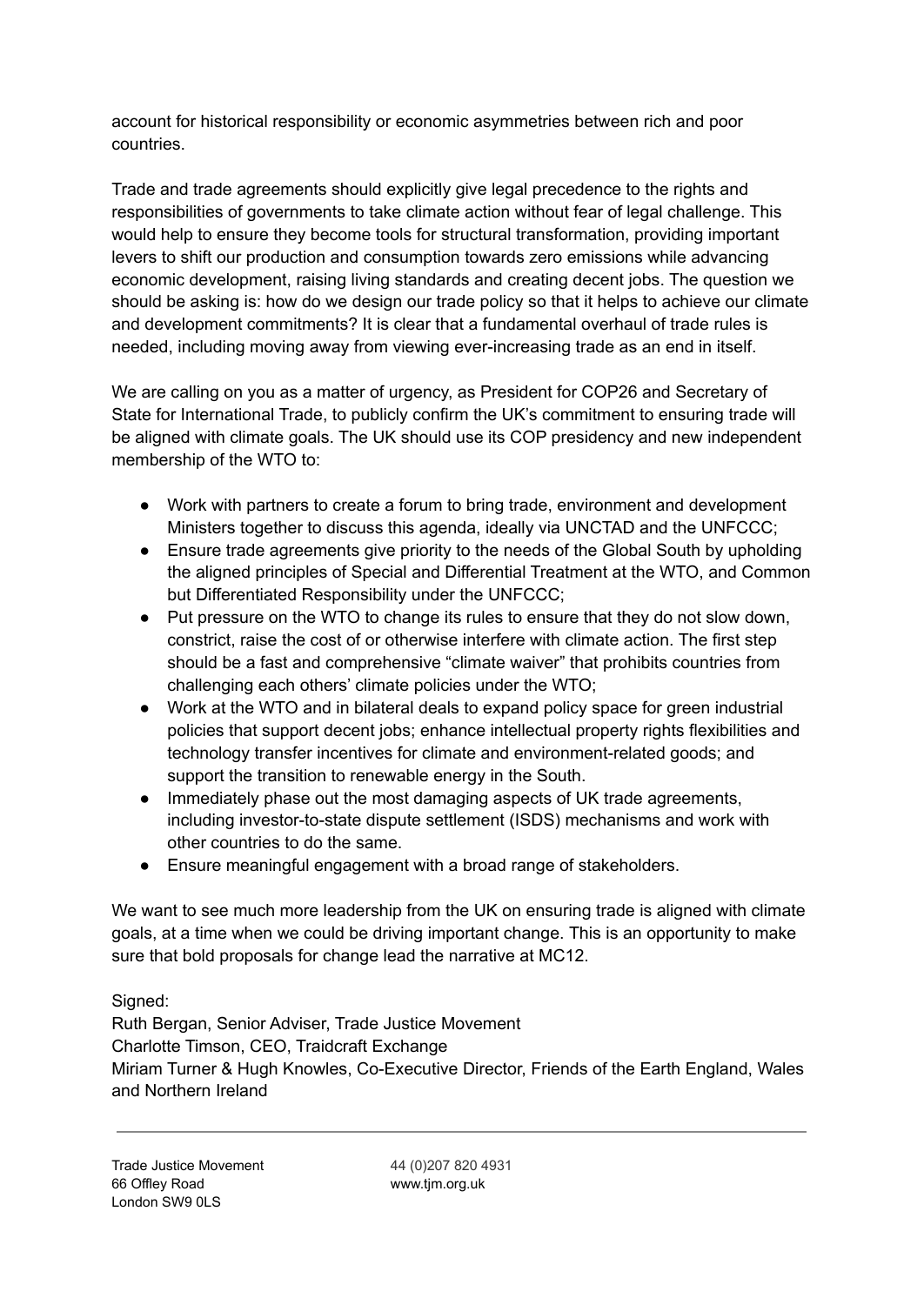account for historical responsibility or economic asymmetries between rich and poor countries.

Trade and trade agreements should explicitly give legal precedence to the rights and responsibilities of governments to take climate action without fear of legal challenge. This would help to ensure they become tools for structural transformation, providing important levers to shift our production and consumption towards zero emissions while advancing economic development, raising living standards and creating decent jobs. The question we should be asking is: how do we design our trade policy so that it helps to achieve our climate and development commitments? It is clear that a fundamental overhaul of trade rules is needed, including moving away from viewing ever-increasing trade as an end in itself.

We are calling on you as a matter of urgency, as President for COP26 and Secretary of State for International Trade, to publicly confirm the UK's commitment to ensuring trade will be aligned with climate goals. The UK should use its COP presidency and new independent membership of the WTO to:

- Work with partners to create a forum to bring trade, environment and development Ministers together to discuss this agenda, ideally via UNCTAD and the UNFCCC;
- Ensure trade agreements give priority to the needs of the Global South by upholding the aligned principles of Special and Differential Treatment at the WTO, and Common but Differentiated Responsibility under the UNFCCC;
- Put pressure on the WTO to change its rules to ensure that they do not slow down, constrict, raise the cost of or otherwise interfere with climate action. The first step should be a fast and comprehensive "climate waiver" that prohibits countries from challenging each others' climate policies under the WTO;
- Work at the WTO and in bilateral deals to expand policy space for green industrial policies that support decent jobs; enhance intellectual property rights flexibilities and technology transfer incentives for climate and environment-related goods; and support the transition to renewable energy in the South.
- Immediately phase out the most damaging aspects of UK trade agreements, including investor-to-state dispute settlement (ISDS) mechanisms and work with other countries to do the same.
- Ensure meaningful engagement with a broad range of stakeholders.

We want to see much more leadership from the UK on ensuring trade is aligned with climate goals, at a time when we could be driving important change. This is an opportunity to make sure that bold proposals for change lead the narrative at MC12.

Signed:
Ruth Bergan, Senior Adviser, Trade Justice Movement
Charlotte Timson, CEO, Traidcraft Exchange
Miriam Turner & Hugh Knowles, Co-Executive Director, Friends of the Earth England, Wales and Northern Ireland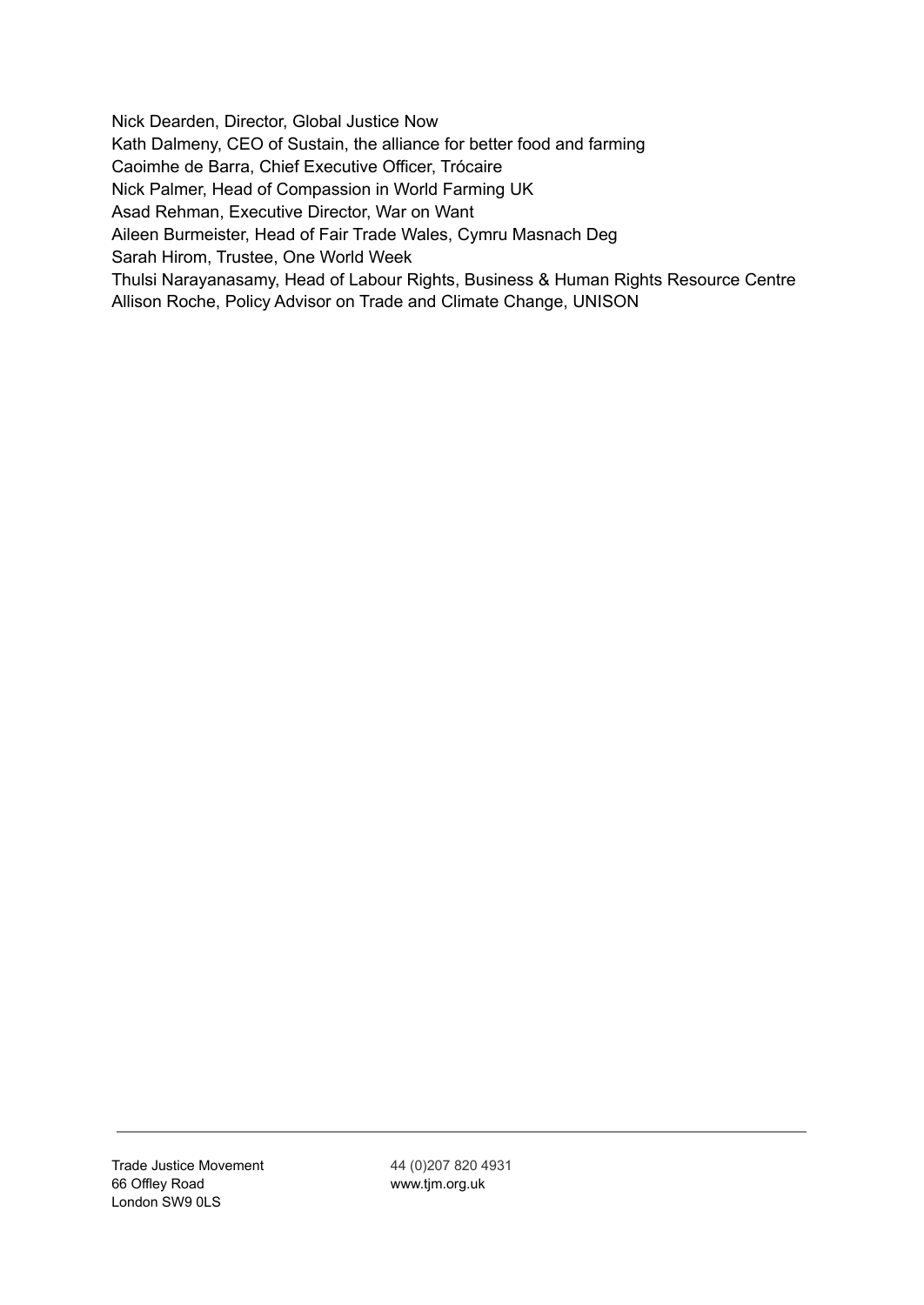Nick Dearden, Director, Global Justice Now
Kath Dalmeny, CEO of Sustain, the alliance for better food and farming
Caoimhe de Barra, Chief Executive Officer, Trócaire
Nick Palmer, Head of Compassion in World Farming UK
Asad Rehman, Executive Director, War on Want
Aileen Burmeister, Head of Fair Trade Wales, Cymru Masnach Deg
Sarah Hirom, Trustee, One World Week
Thulsi Narayanasamy, Head of Labour Rights, Business & Human Rights Resource Centre
Allison Roche, Policy Advisor on Trade and Climate Change, UNISON

---

Trade Justice Movement
66 Offley Road
London SW9 0LS

44 (0)207 820 4931
www.tjm.org.uk